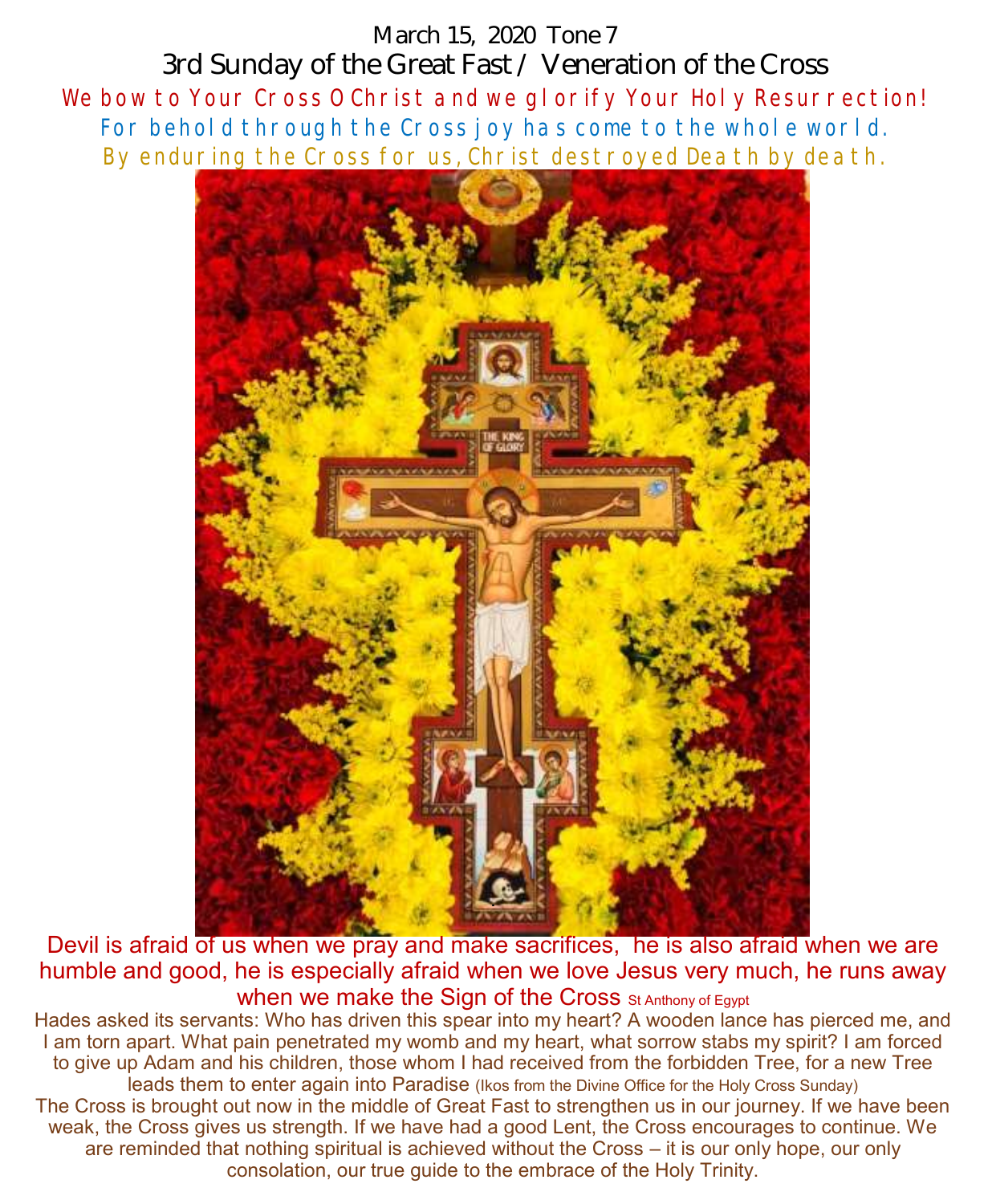March 15, 2020 Tone 7

# 3rd Sunday of the Great Fast / Veneration of the Cross

We bow to Your Cross O Christ and we glorify Your Holy Resurrection!

For behold through the Cross joy has come to the whole world.

By enduring the Cross for us, Christ destroyed Death by death.

Devil is afraid of us when we pray and make sacrifices, he is also afraid when we are humble and good, he is especially afraid when we love Jesus very much, he runs away when we make the Sign of the Cross St Anthony of Egypt

Hades asked its servants: Who has driven this spear into my heart? A wooden lance has pierced me, and I am torn apart. What pain penetrated my womb and my heart, what sorrow stabs my spirit? I am forced to give up Adam and his children, those whom I had received from the forbidden Tree, for a new Tree leads them to enter again into Paradise (Ikos from the Divine Office for the Holy Cross Sunday)

The Cross is brought out now in the middle of Great Fast to strengthen us in our journey. If we have been weak, the Cross gives us strength. If we have had a good Lent, the Cross encourages to continue. We are reminded that nothing spiritual is achieved without the Cross – it is our only hope, our only consolation, our true guide to the embrace of the Holy Trinity.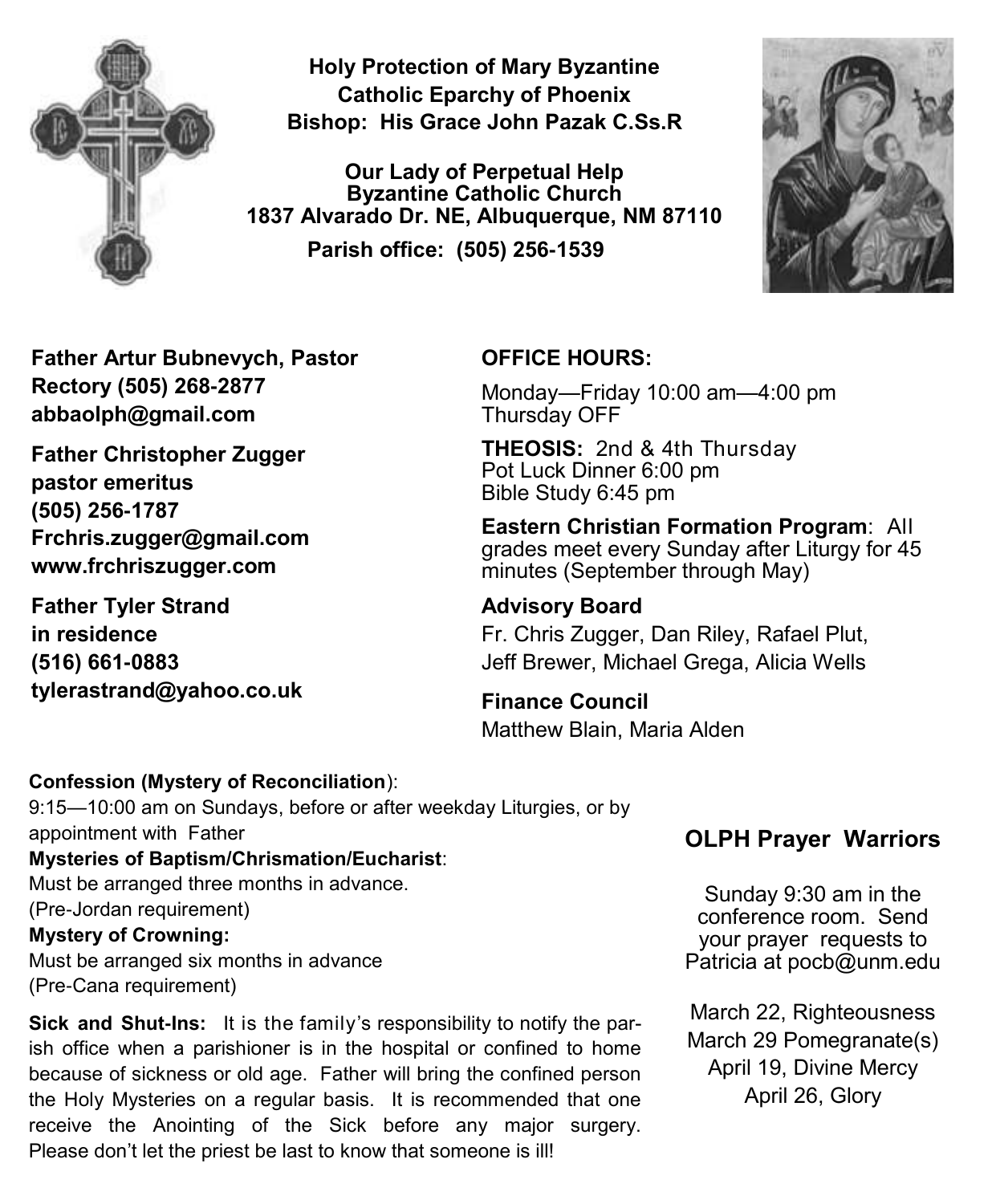**Holy Protection of Mary Byzantine Catholic Eparchy of Phoenix**
**Bishop: His Grace John Pazak C.Ss.R**

**Our Lady of Perpetual Help Byzantine Catholic Church**
**1837 Alvarado Dr. NE, Albuquerque, NM 87110**
**Parish office: (505) 256-1539**

**Father Artur Bubnevych, Pastor**
**Rectory (505) 268-2877**
**abbaolph@gmail.com**

**Father Christopher Zugger**
**pastor emeritus**
**(505) 256-1787**
**Frchris.zugger@gmail.com**
**www.frchriszugger.com**

**Father Tyler Strand**
**in residence**
**(516) 661-0883**
**tylerastrand@yahoo.co.uk**

**OFFICE HOURS:**

Monday—Friday 10:00 am—4:00 pm
Thursday OFF

**THEOSIS:** 2nd & 4th Thursday
Pot Luck Dinner 6:00 pm
Bible Study 6:45 pm

**Eastern Christian Formation Program**: All grades meet every Sunday after Liturgy for 45 minutes (September through May)

**Advisory Board**

Fr. Chris Zugger, Dan Riley, Rafael Plut, Jeff Brewer, Michael Grega, Alicia Wells

**Finance Council**

Matthew Blain, Maria Alden

**Confession (Mystery of Reconciliation**):
9:15—10:00 am on Sundays, before or after weekday Liturgies, or by appointment with Father

**Mysteries of Baptism/Chrismation/Eucharist**:
Must be arranged three months in advance.
(Pre-Jordan requirement)

**Mystery of Crowning:**
Must be arranged six months in advance
(Pre-Cana requirement)

**Sick and Shut-Ins:** It is the family's responsibility to notify the parish office when a parishioner is in the hospital or confined to home because of sickness or old age. Father will bring the confined person the Holy Mysteries on a regular basis. It is recommended that one receive the Anointing of the Sick before any major surgery. Please don't let the priest be last to know that someone is ill!

## OLPH Prayer Warriors

Sunday 9:30 am in the conference room. Send your prayer requests to Patricia at pocb@unm.edu

March 22, Righteousness
March 29 Pomegranate(s)
April 19, Divine Mercy
April 26, Glory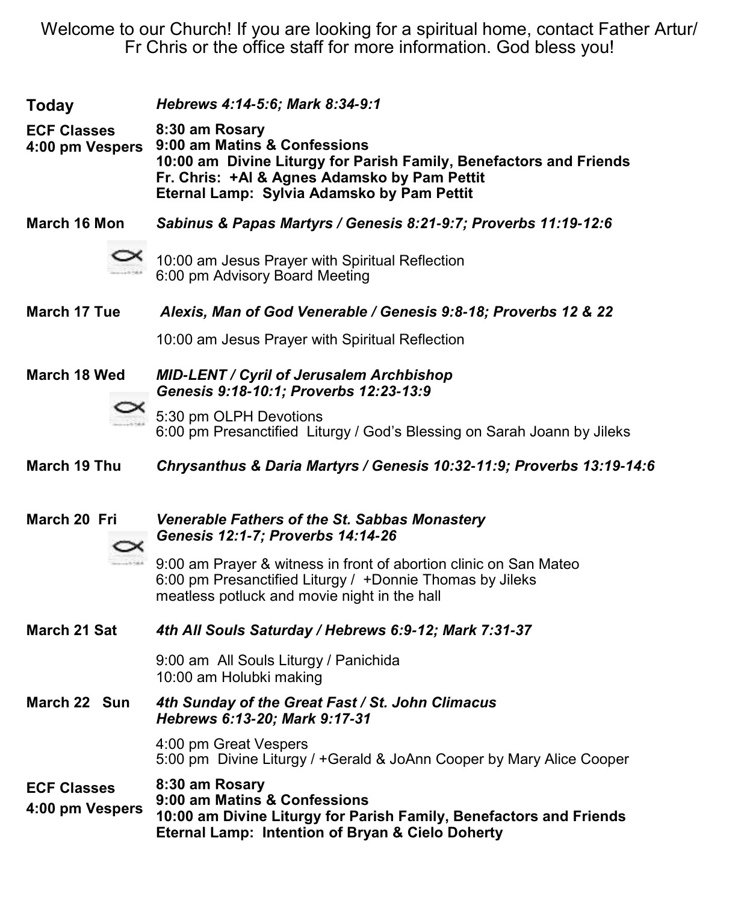Welcome to our Church! If you are looking for a spiritual home, contact Father Artur/ Fr Chris or the office staff for more information. God bless you!

| | | |
|---|---|---|
| **Today** | | ***Hebrews 4:14-5:6; Mark 8:34-9:1*** |
| **ECF Classes** <br> **4:00 pm Vespers** | | **8:30 am Rosary** <br> **9:00 am Matins & Confessions** <br> **10:00 am Divine Liturgy for Parish Family, Benefactors and Friends** <br> **Fr. Chris: +Al & Agnes Adamsko by Pam Pettit** <br> **Eternal Lamp: Sylvia Adamsko by Pam Pettit** |
| **March 16 Mon** | | ***Sabinus & Papas Martyrs / Genesis 8:21-9:7; Proverbs 11:19-12:6*** <br> 10:00 am Jesus Prayer with Spiritual Reflection <br> 6:00 pm Advisory Board Meeting |
| **March 17 Tue** | | ***Alexis, Man of God Venerable / Genesis 9:8-18; Proverbs 12 & 22*** <br> 10:00 am Jesus Prayer with Spiritual Reflection |
| **March 18 Wed** | | ***MID-LENT / Cyril of Jerusalem Archbishop*** <br> ***Genesis 9:18-10:1; Proverbs 12:23-13:9*** <br> 5:30 pm OLPH Devotions <br> 6:00 pm Presanctified Liturgy / God's Blessing on Sarah Joann by Jileks |
| **March 19 Thu** | | ***Chrysanthus & Daria Martyrs / Genesis 10:32-11:9; Proverbs 13:19-14:6*** |
| **March 20 Fri** | | ***Venerable Fathers of the St. Sabbas Monastery*** <br> ***Genesis 12:1-7; Proverbs 14:14-26*** <br> 9:00 am Prayer & witness in front of abortion clinic on San Mateo <br> 6:00 pm Presanctified Liturgy / +Donnie Thomas by Jileks <br> meatless potluck and movie night in the hall |
| **March 21 Sat** | | ***4th All Souls Saturday / Hebrews 6:9-12; Mark 7:31-37*** <br> 9:00 am All Souls Liturgy / Panichida <br> 10:00 am Holubki making |
| **March 22 Sun** | | ***4th Sunday of the Great Fast / St. John Climacus*** <br> ***Hebrews 6:13-20; Mark 9:17-31*** <br> 4:00 pm Great Vespers <br> 5:00 pm Divine Liturgy / +Gerald & JoAnn Cooper by Mary Alice Cooper |
| **ECF Classes** <br> **4:00 pm Vespers** | | **8:30 am Rosary** <br> **9:00 am Matins & Confessions** <br> **10:00 am Divine Liturgy for Parish Family, Benefactors and Friends** <br> **Eternal Lamp: Intention of Bryan & Cielo Doherty** |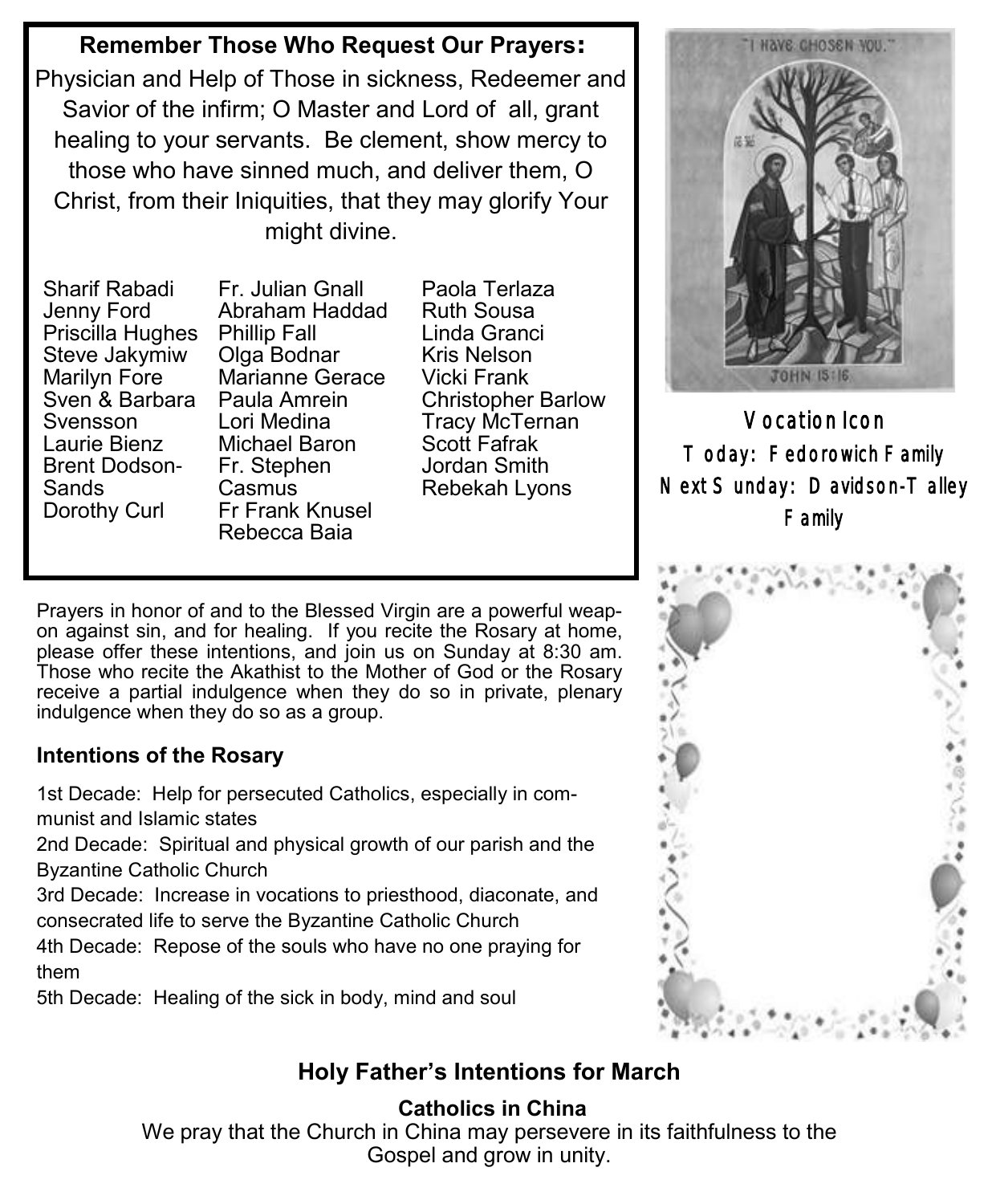## Remember Those Who Request Our Prayers:

Physician and Help of Those in sickness, Redeemer and Savior of the infirm; O Master and Lord of all, grant healing to your servants. Be clement, show mercy to those who have sinned much, and deliver them, O Christ, from their Iniquities, that they may glorify Your might divine.

Sharif Rabadi
Jenny Ford
Priscilla Hughes
Steve Jakymiw
Marilyn Fore
Sven & Barbara Svensson
Laurie Bienz
Brent Dodson-Sands
Dorothy Curl
Fr. Julian Gnall
Abraham Haddad
Phillip Fall
Olga Bodnar
Marianne Gerace
Paula Amrein
Lori Medina
Michael Baron
Fr. Stephen Casmus
Fr Frank Knusel
Rebecca Baia
Paola Terlaza
Ruth Sousa
Linda Granci
Kris Nelson
Vicki Frank
Christopher Barlow
Tracy McTernan
Scott Fafrak
Jordan Smith
Rebekah Lyons

Prayers in honor of and to the Blessed Virgin are a powerful weapon against sin, and for healing. If you recite the Rosary at home, please offer these intentions, and join us on Sunday at 8:30 am. Those who recite the Akathist to the Mother of God or the Rosary receive a partial indulgence when they do so in private, plenary indulgence when they do so as a group.

### Intentions of the Rosary

1st Decade: Help for persecuted Catholics, especially in communist and Islamic states
2nd Decade: Spiritual and physical growth of our parish and the Byzantine Catholic Church
3rd Decade: Increase in vocations to priesthood, diaconate, and consecrated life to serve the Byzantine Catholic Church
4th Decade: Repose of the souls who have no one praying for them
5th Decade: Healing of the sick in body, mind and soul

**Vocation Icon**
Today: Fedorowich Family
Next Sunday: Davidson-Talley Family

## Holy Father's Intentions for March

**Catholics in China**
We pray that the Church in China may persevere in its faithfulness to the Gospel and grow in unity.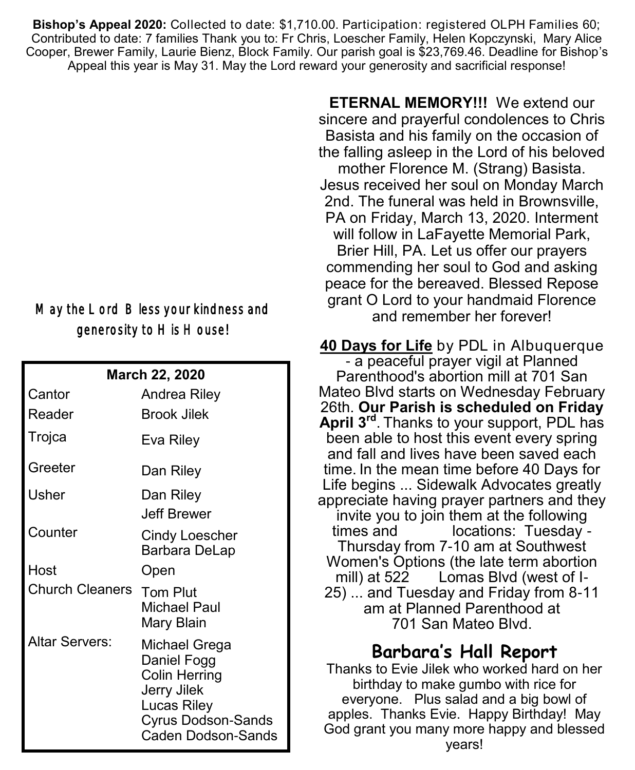**Bishop's Appeal 2020:** Collected to date: $1,710.00. Participation: registered OLPH Families 60; Contributed to date: 7 families Thank you to: Fr Chris, Loescher Family, Helen Kopczynski, Mary Alice Cooper, Brewer Family, Laurie Bienz, Block Family. Our parish goal is $23,769.46. Deadline for Bishop's Appeal this year is May 31. May the Lord reward your generosity and sacrificial response!

May the Lord Bless your kindness and generosity to His House!

| March 22, 2020 | |
|---|---|
| Cantor | Andrea Riley |
| Reader | Brook Jilek |
| Trojca | Eva Riley |
| Greeter | Dan Riley |
| Usher | Dan Riley<br>Jeff Brewer |
| Counter | Cindy Loescher<br>Barbara DeLap |
| Host | Open |
| Church Cleaners | Tom Plut<br>Michael Paul<br>Mary Blain |
| Altar Servers: | Michael Grega<br>Daniel Fogg<br>Colin Herring<br>Jerry Jilek<br>Lucas Riley<br>Cyrus Dodson-Sands<br>Caden Dodson-Sands |

**ETERNAL MEMORY!!!** We extend our sincere and prayerful condolences to Chris Basista and his family on the occasion of the falling asleep in the Lord of his beloved mother Florence M. (Strang) Basista. Jesus received her soul on Monday March 2nd. The funeral was held in Brownsville, PA on Friday, March 13, 2020. Interment will follow in LaFayette Memorial Park, Brier Hill, PA. Let us offer our prayers commending her soul to God and asking peace for the bereaved. Blessed Repose grant O Lord to your handmaid Florence and remember her forever!

**40 Days for Life** by PDL in Albuquerque - a peaceful prayer vigil at Planned Parenthood's abortion mill at 701 San Mateo Blvd starts on Wednesday February 26th. **Our Parish is scheduled on Friday April 3rd**. Thanks to your support, PDL has been able to host this event every spring and fall and lives have been saved each time. In the mean time before 40 Days for Life begins ... Sidewalk Advocates greatly appreciate having prayer partners and they invite you to join them at the following times and locations: Tuesday - Thursday from 7-10 am at Southwest Women's Options (the late term abortion mill) at 522 Lomas Blvd (west of I-25) ... and Tuesday and Friday from 8-11 am at Planned Parenthood at 701 San Mateo Blvd.

## Barbara's Hall Report

Thanks to Evie Jilek who worked hard on her birthday to make gumbo with rice for everyone. Plus salad and a big bowl of apples. Thanks Evie. Happy Birthday! May God grant you many more happy and blessed years!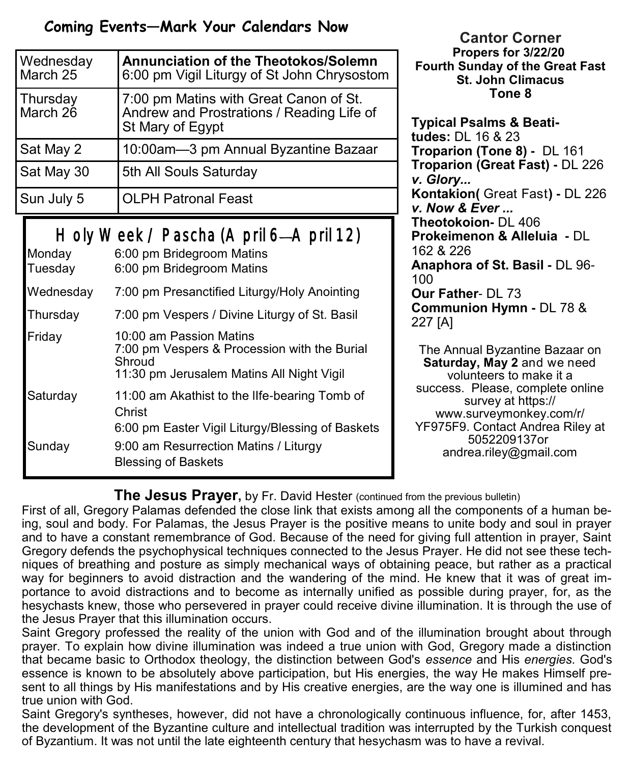## Coming Events—Mark Your Calendars Now

| | |
|---|---|
| Wednesday March 25 | **Annunciation of the Theotokos/Solemn** 6:00 pm Vigil Liturgy of St John Chrysostom |
| Thursday March 26 | 7:00 pm Matins with Great Canon of St. Andrew and Prostrations / Reading Life of St Mary of Egypt |
| Sat May 2 | 10:00am—3 pm Annual Byzantine Bazaar |
| Sat May 30 | 5th All Souls Saturday |
| Sun July 5 | OLPH Patronal Feast |

### Holy Week / Pascha (April 6—April 12)

| | |
|---|---|
| Monday | 6:00 pm Bridegroom Matins |
| Tuesday | 6:00 pm Bridegroom Matins |
| Wednesday | 7:00 pm Presanctified Liturgy/Holy Anointing |
| Thursday | 7:00 pm Vespers / Divine Liturgy of St. Basil |
| Friday | 10:00 am Passion Matins<br>7:00 pm Vespers & Procession with the Burial Shroud<br>11:30 pm Jerusalem Matins All Night Vigil |
| Saturday | 11:00 am Akathist to the lIfe-bearing Tomb of Christ<br>6:00 pm Easter Vigil Liturgy/Blessing of Baskets |
| Sunday | 9:00 am Resurrection Matins / Liturgy<br>Blessing of Baskets |

## Cantor Corner

**Propers for 3/22/20**
**Fourth Sunday of the Great Fast**
**St. John Climacus**
**Tone 8**

**Typical Psalms & Beatitudes:** DL 16 & 23
**Troparion (Tone 8) -** DL 161
**Troparion (Great Fast) -** DL 226
***v. Glory...***
**Kontakion(** Great Fast**) -** DL 226
***v. Now & Ever ...***
**Theotokoion-** DL 406
**Prokeimenon & Alleluia -** DL 162 & 226
**Anaphora of St. Basil -** DL 96-100
**Our Father**- DL 73
**Communion Hymn -** DL 78 & 227 [A]

The Annual Byzantine Bazaar on **Saturday, May 2** and we need volunteers to make it a success. Please, complete online survey at https://www.surveymonkey.com/r/YF975F9. Contact Andrea Riley at 5052209137or andrea.riley@gmail.com

## The Jesus Prayer, by Fr. David Hester (continued from the previous bulletin)

First of all, Gregory Palamas defended the close link that exists among all the components of a human being, soul and body. For Palamas, the Jesus Prayer is the positive means to unite body and soul in prayer and to have a constant remembrance of God. Because of the need for giving full attention in prayer, Saint Gregory defends the psychophysical techniques connected to the Jesus Prayer. He did not see these techniques of breathing and posture as simply mechanical ways of obtaining peace, but rather as a practical way for beginners to avoid distraction and the wandering of the mind. He knew that it was of great importance to avoid distractions and to become as internally unified as possible during prayer, for, as the hesychasts knew, those who persevered in prayer could receive divine illumination. It is through the use of the Jesus Prayer that this illumination occurs.

Saint Gregory professed the reality of the union with God and of the illumination brought about through prayer. To explain how divine illumination was indeed a true union with God, Gregory made a distinction that became basic to Orthodox theology, the distinction between God's *essence* and His *energies.* God's essence is known to be absolutely above participation, but His energies, the way He makes Himself present to all things by His manifestations and by His creative energies, are the way one is illumined and has true union with God.

Saint Gregory's syntheses, however, did not have a chronologically continuous influence, for, after 1453, the development of the Byzantine culture and intellectual tradition was interrupted by the Turkish conquest of Byzantium. It was not until the late eighteenth century that hesychasm was to have a revival.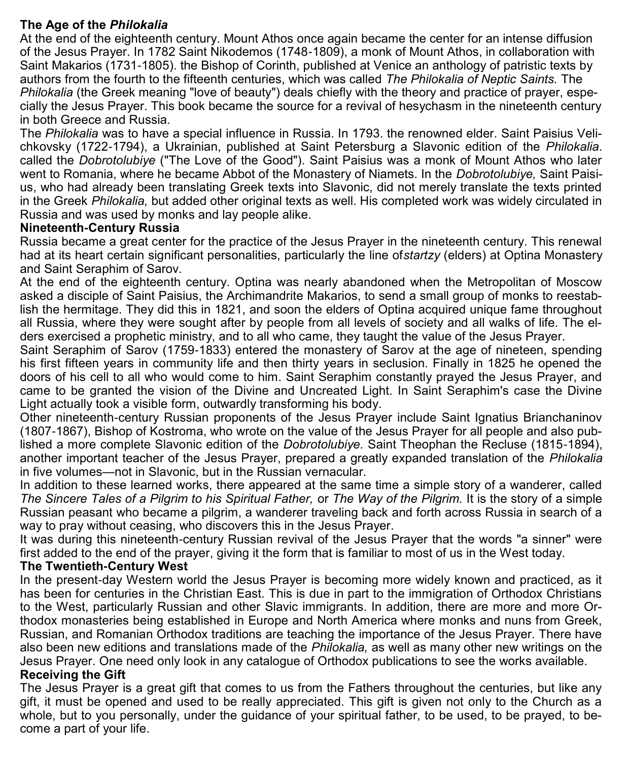## The Age of the *Philokalia*

At the end of the eighteenth century. Mount Athos once again became the center for an intense diffusion of the Jesus Prayer. In 1782 Saint Nikodemos (1748-1809), a monk of Mount Athos, in collaboration with Saint Makarios (1731-1805). the Bishop of Corinth, published at Venice an anthology of patristic texts by authors from the fourth to the fifteenth centuries, which was called *The Philokalia of Neptic Saints.* The *Philokalia* (the Greek meaning "love of beauty") deals chiefly with the theory and practice of prayer, especially the Jesus Prayer. This book became the source for a revival of hesychasm in the nineteenth century in both Greece and Russia.

The *Philokalia* was to have a special influence in Russia. In 1793. the renowned elder. Saint Paisius Velichkovsky (1722-1794), a Ukrainian, published at Saint Petersburg a Slavonic edition of the *Philokalia.* called the *Dobrotolubiye* ("The Love of the Good"). Saint Paisius was a monk of Mount Athos who later went to Romania, where he became Abbot of the Monastery of Niamets. In the *Dobrotolubiye,* Saint Paisius, who had already been translating Greek texts into Slavonic, did not merely translate the texts printed in the Greek *Philokalia,* but added other original texts as well. His completed work was widely circulated in Russia and was used by monks and lay people alike.

## Nineteenth-Century Russia

Russia became a great center for the practice of the Jesus Prayer in the nineteenth century. This renewal had at its heart certain significant personalities, particularly the line of*startzy* (elders) at Optina Monastery and Saint Seraphim of Sarov.

At the end of the eighteenth century. Optina was nearly abandoned when the Metropolitan of Moscow asked a disciple of Saint Paisius, the Archimandrite Makarios, to send a small group of monks to reestablish the hermitage. They did this in 1821, and soon the elders of Optina acquired unique fame throughout all Russia, where they were sought after by people from all levels of society and all walks of life. The elders exercised a prophetic ministry, and to all who came, they taught the value of the Jesus Prayer.

Saint Seraphim of Sarov (1759-1833) entered the monastery of Sarov at the age of nineteen, spending his first fifteen years in community life and then thirty years in seclusion. Finally in 1825 he opened the doors of his cell to all who would come to him. Saint Seraphim constantly prayed the Jesus Prayer, and came to be granted the vision of the Divine and Uncreated Light. In Saint Seraphim's case the Divine Light actually took a visible form, outwardly transforming his body.

Other nineteenth-century Russian proponents of the Jesus Prayer include Saint Ignatius Brianchaninov (1807-1867), Bishop of Kostroma, who wrote on the value of the Jesus Prayer for all people and also published a more complete Slavonic edition of the *Dobrotolubiye.* Saint Theophan the Recluse (1815-1894), another important teacher of the Jesus Prayer, prepared a greatly expanded translation of the *Philokalia* in five volumes—not in Slavonic, but in the Russian vernacular.

In addition to these learned works, there appeared at the same time a simple story of a wanderer, called *The Sincere Tales of a Pilgrim to his Spiritual Father,* or *The Way of the Pilgrim.* It is the story of a simple Russian peasant who became a pilgrim, a wanderer traveling back and forth across Russia in search of a way to pray without ceasing, who discovers this in the Jesus Prayer.

It was during this nineteenth-century Russian revival of the Jesus Prayer that the words "a sinner" were first added to the end of the prayer, giving it the form that is familiar to most of us in the West today.

## The Twentieth-Century West

In the present-day Western world the Jesus Prayer is becoming more widely known and practiced, as it has been for centuries in the Christian East. This is due in part to the immigration of Orthodox Christians to the West, particularly Russian and other Slavic immigrants. In addition, there are more and more Orthodox monasteries being established in Europe and North America where monks and nuns from Greek, Russian, and Romanian Orthodox traditions are teaching the importance of the Jesus Prayer. There have also been new editions and translations made of the *Philokalia,* as well as many other new writings on the Jesus Prayer. One need only look in any catalogue of Orthodox publications to see the works available.

## Receiving the Gift

The Jesus Prayer is a great gift that comes to us from the Fathers throughout the centuries, but like any gift, it must be opened and used to be really appreciated. This gift is given not only to the Church as a whole, but to you personally, under the guidance of your spiritual father, to be used, to be prayed, to become a part of your life.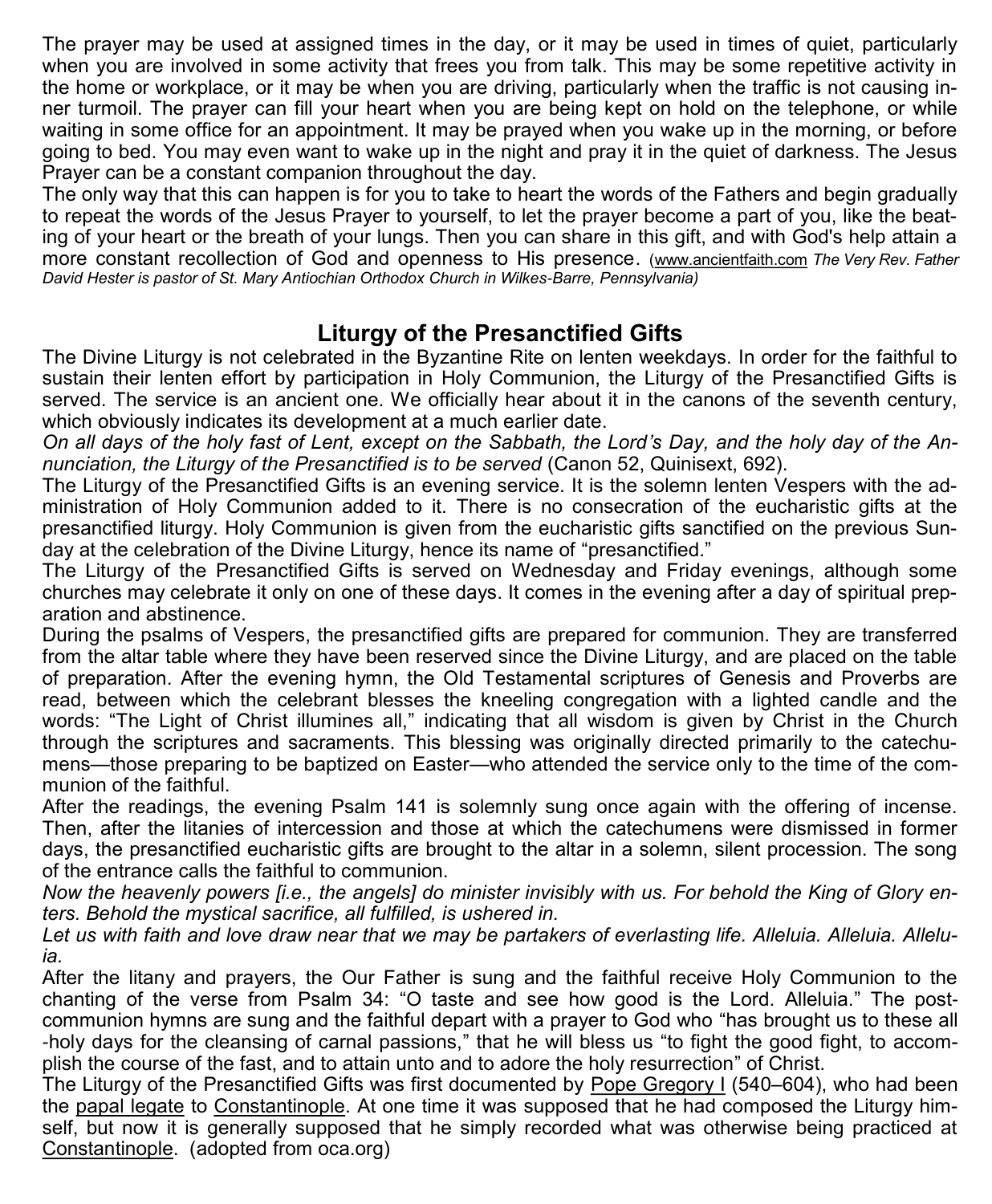The prayer may be used at assigned times in the day, or it may be used in times of quiet, particularly when you are involved in some activity that frees you from talk. This may be some repetitive activity in the home or workplace, or it may be when you are driving, particularly when the traffic is not causing inner turmoil. The prayer can fill your heart when you are being kept on hold on the telephone, or while waiting in some office for an appointment. It may be prayed when you wake up in the morning, or before going to bed. You may even want to wake up in the night and pray it in the quiet of darkness. The Jesus Prayer can be a constant companion throughout the day.

The only way that this can happen is for you to take to heart the words of the Fathers and begin gradually to repeat the words of the Jesus Prayer to yourself, to let the prayer become a part of you, like the beating of your heart or the breath of your lungs. Then you can share in this gift, and with God's help attain a more constant recollection of God and openness to His presence. (www.ancientfaith.com *The Very Rev. Father David Hester is pastor of St. Mary Antiochian Orthodox Church in Wilkes-Barre, Pennsylvania)*

## Liturgy of the Presanctified Gifts

The Divine Liturgy is not celebrated in the Byzantine Rite on lenten weekdays. In order for the faithful to sustain their lenten effort by participation in Holy Communion, the Liturgy of the Presanctified Gifts is served. The service is an ancient one. We officially hear about it in the canons of the seventh century, which obviously indicates its development at a much earlier date.

*On all days of the holy fast of Lent, except on the Sabbath, the Lord's Day, and the holy day of the Annunciation, the Liturgy of the Presanctified is to be served* (Canon 52, Quinisext, 692).

The Liturgy of the Presanctified Gifts is an evening service. It is the solemn lenten Vespers with the administration of Holy Communion added to it. There is no consecration of the eucharistic gifts at the presanctified liturgy. Holy Communion is given from the eucharistic gifts sanctified on the previous Sunday at the celebration of the Divine Liturgy, hence its name of "presanctified."

The Liturgy of the Presanctified Gifts is served on Wednesday and Friday evenings, although some churches may celebrate it only on one of these days. It comes in the evening after a day of spiritual preparation and abstinence.

During the psalms of Vespers, the presanctified gifts are prepared for communion. They are transferred from the altar table where they have been reserved since the Divine Liturgy, and are placed on the table of preparation. After the evening hymn, the Old Testamental scriptures of Genesis and Proverbs are read, between which the celebrant blesses the kneeling congregation with a lighted candle and the words: "The Light of Christ illumines all," indicating that all wisdom is given by Christ in the Church through the scriptures and sacraments. This blessing was originally directed primarily to the catechumens—those preparing to be baptized on Easter—who attended the service only to the time of the communion of the faithful.

After the readings, the evening Psalm 141 is solemnly sung once again with the offering of incense. Then, after the litanies of intercession and those at which the catechumens were dismissed in former days, the presanctified eucharistic gifts are brought to the altar in a solemn, silent procession. The song of the entrance calls the faithful to communion.

*Now the heavenly powers [i.e., the angels] do minister invisibly with us. For behold the King of Glory enters. Behold the mystical sacrifice, all fulfilled, is ushered in.*

*Let us with faith and love draw near that we may be partakers of everlasting life. Alleluia. Alleluia. Alleluia.*

After the litany and prayers, the Our Father is sung and the faithful receive Holy Communion to the chanting of the verse from Psalm 34: "O taste and see how good is the Lord. Alleluia." The post-communion hymns are sung and the faithful depart with a prayer to God who "has brought us to these all-holy days for the cleansing of carnal passions," that he will bless us "to fight the good fight, to accomplish the course of the fast, and to attain unto and to adore the holy resurrection" of Christ.

The Liturgy of the Presanctified Gifts was first documented by Pope Gregory I (540–604), who had been the papal legate to Constantinople. At one time it was supposed that he had composed the Liturgy himself, but now it is generally supposed that he simply recorded what was otherwise being practiced at Constantinople. (adopted from oca.org)